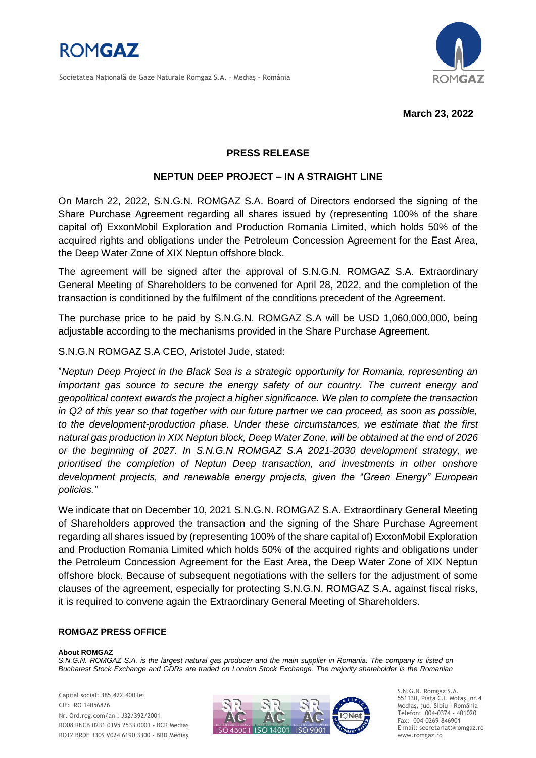Societatea Naţională de Gaze Naturale Romgaz S.A. – Mediaş - România

**March 23, 2022**

## PRESS RELEASE

## NEPTUN DEEP PROJECT – IN A STRAIGHT LINE

On March 22, 2022, S.N.G.N. ROMGAZ S.A. Board of Directors endorsed the signing of the Share Purchase Agreement regarding all shares issued by (representing 100% of the share capital of) ExxonMobil Exploration and Production Romania Limited, which holds 50% of the acquired rights and obligations under the Petroleum Concession Agreement for the East Area, the Deep Water Zone of XIX Neptun offshore block.

The agreement will be signed after the approval of S.N.G.N. ROMGAZ S.A. Extraordinary General Meeting of Shareholders to be convened for April 28, 2022, and the completion of the transaction is conditioned by the fulfilment of the conditions precedent of the Agreement.

The purchase price to be paid by S.N.G.N. ROMGAZ S.A will be USD 1,060,000,000, being adjustable according to the mechanisms provided in the Share Purchase Agreement.

S.N.G.N ROMGAZ S.A CEO, Aristotel Jude, stated:

"*Neptun Deep Project in the Black Sea is a strategic opportunity for Romania, representing an important gas source to secure the energy safety of our country. The current energy and geopolitical context awards the project a higher significance. We plan to complete the transaction in Q2 of this year so that together with our future partner we can proceed, as soon as possible, to the development-production phase. Under these circumstances, we estimate that the first natural gas production in XIX Neptun block, Deep Water Zone, will be obtained at the end of 2026 or the beginning of 2027. In S.N.G.N ROMGAZ S.A 2021-2030 development strategy, we prioritised the completion of Neptun Deep transaction, and investments in other onshore development projects, and renewable energy projects, given the "Green Energy" European policies."*

We indicate that on December 10, 2021 S.N.G.N. ROMGAZ S.A. Extraordinary General Meeting of Shareholders approved the transaction and the signing of the Share Purchase Agreement regarding all shares issued by (representing 100% of the share capital of) ExxonMobil Exploration and Production Romania Limited which holds 50% of the acquired rights and obligations under the Petroleum Concession Agreement for the East Area, the Deep Water Zone of XIX Neptun offshore block. Because of subsequent negotiations with the sellers for the adjustment of some clauses of the agreement, especially for protecting S.N.G.N. ROMGAZ S.A. against fiscal risks, it is required to convene again the Extraordinary General Meeting of Shareholders.

**ROMGAZ PRESS OFFICE**

**About ROMGAZ**

*S.N.G.N. ROMGAZ S.A. is the largest natural gas producer and the main supplier in Romania. The company is listed on Bucharest Stock Exchange and GDRs are traded on London Stock Exchange. The majority shareholder is the Romanian*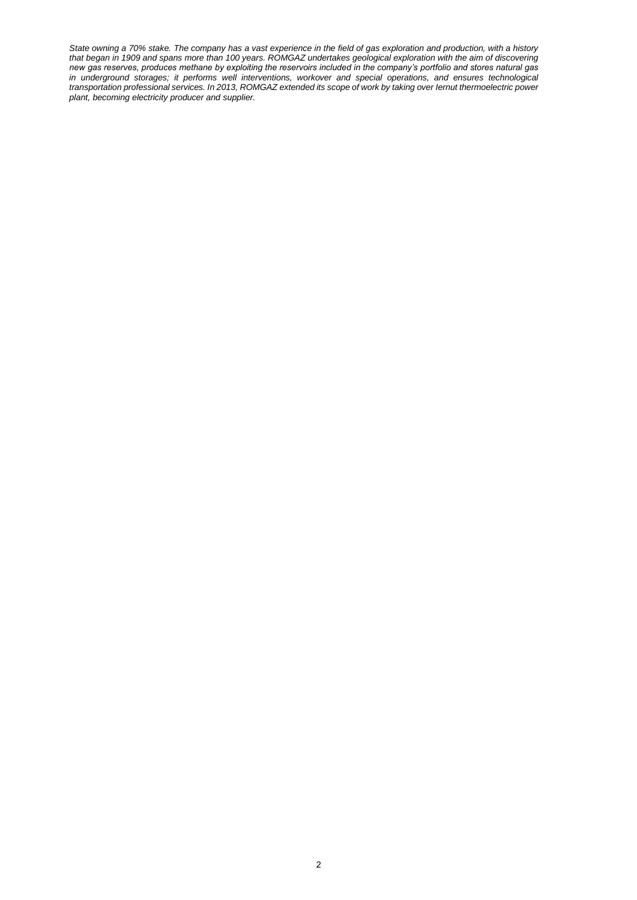*State owning a 70% stake. The company has a vast experience in the field of gas exploration and production, with a history that began in 1909 and spans more than 100 years. ROMGAZ undertakes geological exploration with the aim of discovering new gas reserves, produces methane by exploiting the reservoirs included in the company's portfolio and stores natural gas in underground storages; it performs well interventions, workover and special operations, and ensures technological transportation professional services. In 2013, ROMGAZ extended its scope of work by taking over Iernut thermoelectric power plant, becoming electricity producer and supplier.*